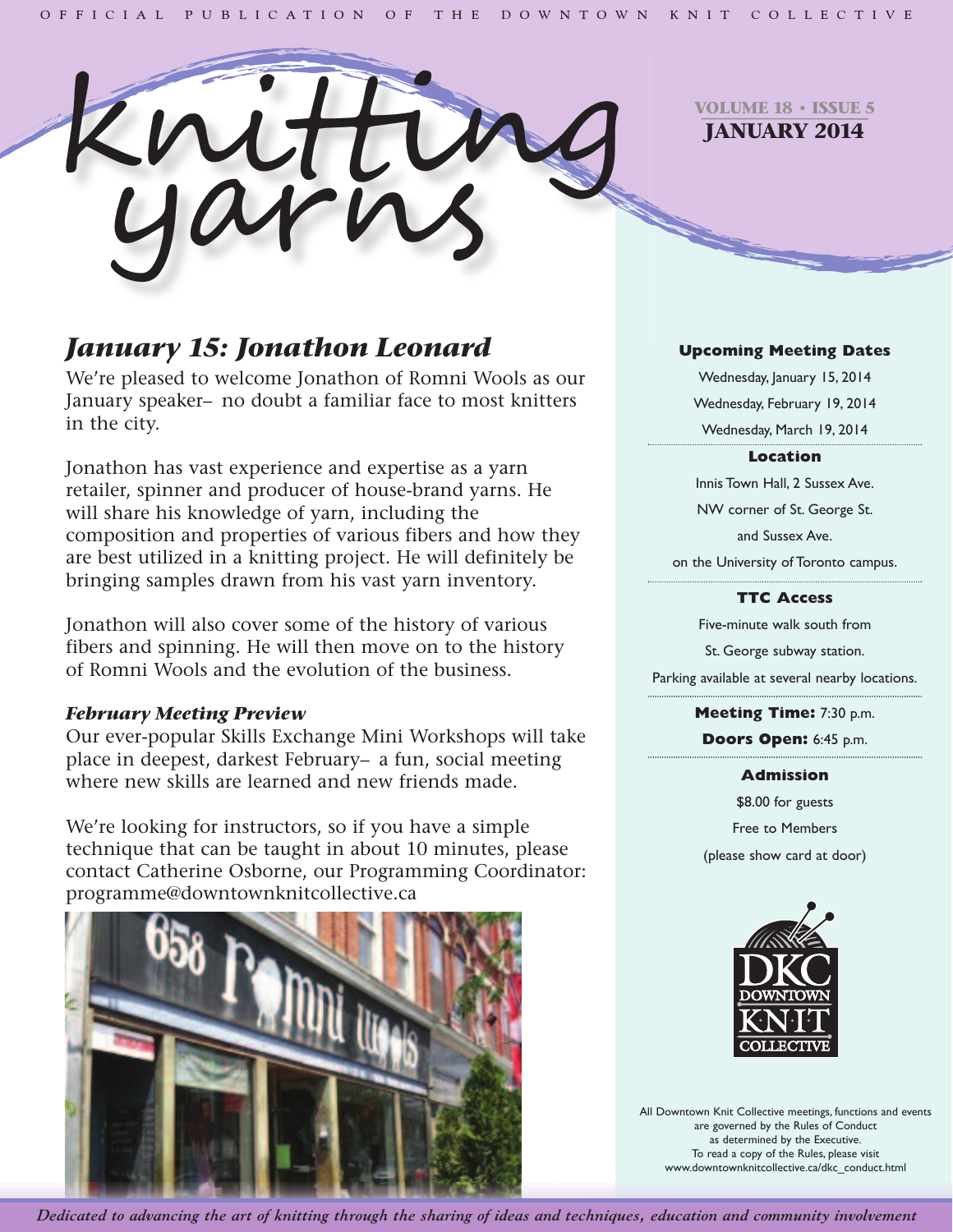OFFICIAL PUBLICATION OF THE DOWNTOWN KNIT COLLECTIVE

# knitting yarns

**VOLUME 18 • ISSUE 5**
**JANUARY 2014**

## *January 15: Jonathon Leonard*

We're pleased to welcome Jonathon of Romni Wools as our January speaker– no doubt a familiar face to most knitters in the city.

Jonathon has vast experience and expertise as a yarn retailer, spinner and producer of house-brand yarns. He will share his knowledge of yarn, including the composition and properties of various fibers and how they are best utilized in a knitting project. He will definitely be bringing samples drawn from his vast yarn inventory.

Jonathon will also cover some of the history of various fibers and spinning. He will then move on to the history of Romni Wools and the evolution of the business.

### *February Meeting Preview*

Our ever-popular Skills Exchange Mini Workshops will take place in deepest, darkest February– a fun, social meeting where new skills are learned and new friends made.

We're looking for instructors, so if you have a simple technique that can be taught in about 10 minutes, please contact Catherine Osborne, our Programming Coordinator: programme@downtownknitcollective.ca

**Upcoming Meeting Dates**

Wednesday, January 15, 2014
Wednesday, February 19, 2014
Wednesday, March 19, 2014

**Location**

Innis Town Hall, 2 Sussex Ave.
NW corner of St. George St.
and Sussex Ave.
on the University of Toronto campus.

**TTC Access**

Five-minute walk south from
St. George subway station.
Parking available at several nearby locations.

**Meeting Time:** 7:30 p.m.
**Doors Open:** 6:45 p.m.

**Admission**

$8.00 for guests
Free to Members
(please show card at door)

DKC DOWNTOWN KNIT COLLECTIVE

All Downtown Knit Collective meetings, functions and events are governed by the Rules of Conduct as determined by the Executive. To read a copy of the Rules, please visit www.downtownknitcollective.ca/dkc_conduct.html

*Dedicated to advancing the art of knitting through the sharing of ideas and techniques, education and community involvement*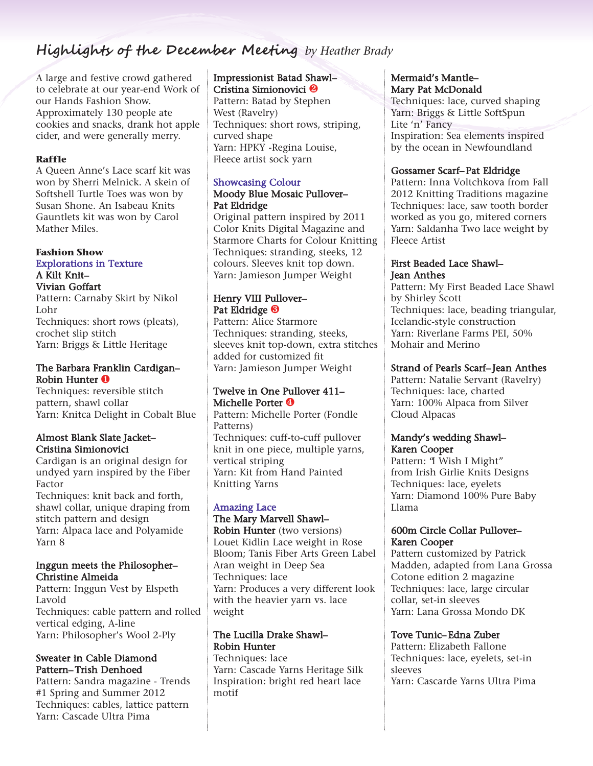## Highlights of the December Meeting *by Heather Brady*

A large and festive crowd gathered to celebrate at our year-end Work of our Hands Fashion Show. Approximately 130 people ate cookies and snacks, drank hot apple cider, and were generally merry.

**Raffle**

A Queen Anne's Lace scarf kit was won by Sherri Melnick. A skein of Softshell Turtle Toes was won by Susan Shone. An Isabeau Knits Gauntlets kit was won by Carol Mather Miles.

**Fashion Show**

### Explorations in Texture

**A Kilt Knit– Vivian Goffart**
Pattern: Carnaby Skirt by Nikol Lohr
Techniques: short rows (pleats), crochet slip stitch
Yarn: Briggs & Little Heritage

**The Barbara Franklin Cardigan– Robin Hunter** ❶
Techniques: reversible stitch pattern, shawl collar
Yarn: Knitca Delight in Cobalt Blue

**Almost Blank Slate Jacket– Cristina Simionovici**
Cardigan is an original design for undyed yarn inspired by the Fiber Factor
Techniques: knit back and forth, shawl collar, unique draping from stitch pattern and design
Yarn: Alpaca lace and Polyamide Yarn 8

**Inggun meets the Philosopher– Christine Almeida**
Pattern: Inggun Vest by Elspeth Lavold
Techniques: cable pattern and rolled vertical edging, A-line
Yarn: Philosopher's Wool 2-Ply

**Sweater in Cable Diamond Pattern– Trish Denhoed**
Pattern: Sandra magazine - Trends #1 Spring and Summer 2012
Techniques: cables, lattice pattern
Yarn: Cascade Ultra Pima

**Impressionist Batad Shawl– Cristina Simionovici** ❷
Pattern: Batad by Stephen West (Ravelry)
Techniques: short rows, striping, curved shape
Yarn: HPKY -Regina Louise, Fleece artist sock yarn

### Showcasing Colour

**Moody Blue Mosaic Pullover– Pat Eldridge**
Original pattern inspired by 2011 Color Knits Digital Magazine and Starmore Charts for Colour Knitting
Techniques: stranding, steeks, 12 colours. Sleeves knit top down.
Yarn: Jamieson Jumper Weight

**Henry VIII Pullover– Pat Eldridge** ❸
Pattern: Alice Starmore
Techniques: stranding, steeks, sleeves knit top-down, extra stitches added for customized fit
Yarn: Jamieson Jumper Weight

**Twelve in One Pullover 411– Michelle Porter** ❹
Pattern: Michelle Porter (Fondle Patterns)
Techniques: cuff-to-cuff pullover knit in one piece, multiple yarns, vertical striping
Yarn: Kit from Hand Painted Knitting Yarns

### Amazing Lace

**The Mary Marvell Shawl– Robin Hunter** (two versions)
Louet Kidlin Lace weight in Rose Bloom; Tanis Fiber Arts Green Label Aran weight in Deep Sea
Techniques: lace
Yarn: Produces a very different look with the heavier yarn vs. lace weight

**The Lucilla Drake Shawl– Robin Hunter**
Techniques: lace
Yarn: Cascade Yarns Heritage Silk
Inspiration: bright red heart lace motif

**Mermaid's Mantle– Mary Pat McDonald**
Techniques: lace, curved shaping
Yarn: Briggs & Little SoftSpun Lite 'n' Fancy
Inspiration: Sea elements inspired by the ocean in Newfoundland

**Gossamer Scarf– Pat Eldridge**
Pattern: Inna Voltchkova from Fall 2012 Knitting Traditions magazine
Techniques: lace, saw tooth border worked as you go, mitered corners
Yarn: Saldanha Two lace weight by Fleece Artist

**First Beaded Lace Shawl– Jean Anthes**
Pattern: My First Beaded Lace Shawl by Shirley Scott
Techniques: lace, beading triangular, Icelandic-style construction
Yarn: Riverlane Farms PEI, 50% Mohair and Merino

**Strand of Pearls Scarf– Jean Anthes**
Pattern: Natalie Servant (Ravelry)
Techniques: lace, charted
Yarn: 100% Alpaca from Silver Cloud Alpacas

**Mandy's wedding Shawl– Karen Cooper**
Pattern: "I Wish I Might" from Irish Girlie Knits Designs
Techniques: lace, eyelets
Yarn: Diamond 100% Pure Baby Llama

**600m Circle Collar Pullover– Karen Cooper**
Pattern customized by Patrick Madden, adapted from Lana Grossa Cotone edition 2 magazine
Techniques: lace, large circular collar, set-in sleeves
Yarn: Lana Grossa Mondo DK

**Tove Tunic– Edna Zuber**
Pattern: Elizabeth Fallone
Techniques: lace, eyelets, set-in sleeves
Yarn: Cascarde Yarns Ultra Pima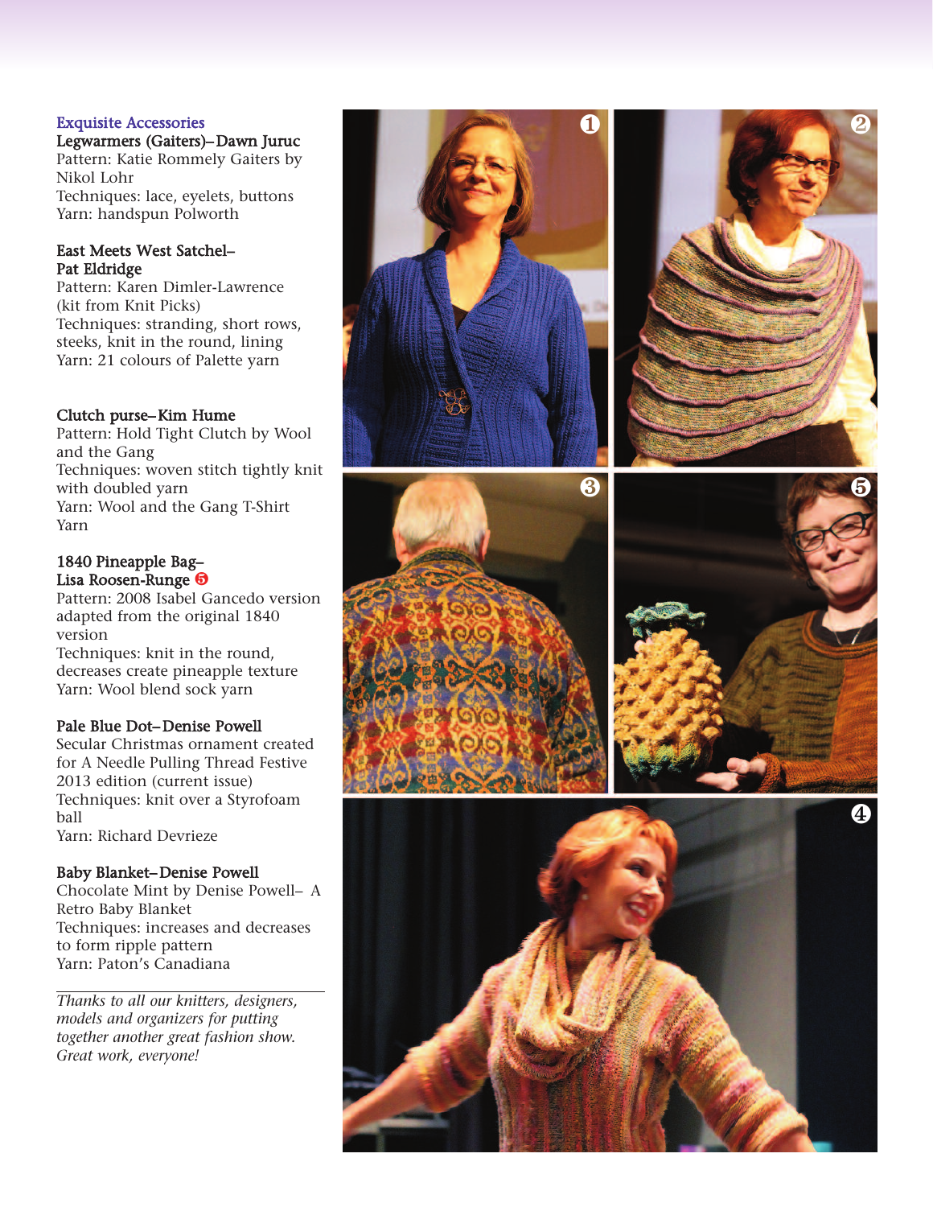### Exquisite Accessories

**Legwarmers (Gaiters)–Dawn Juruc**
Pattern: Katie Rommely Gaiters by Nikol Lohr
Techniques: lace, eyelets, buttons
Yarn: handspun Polworth

**East Meets West Satchel–Pat Eldridge**
Pattern: Karen Dimler-Lawrence (kit from Knit Picks)
Techniques: stranding, short rows, steeks, knit in the round, lining
Yarn: 21 colours of Palette yarn

**Clutch purse–Kim Hume**
Pattern: Hold Tight Clutch by Wool and the Gang
Techniques: woven stitch tightly knit with doubled yarn
Yarn: Wool and the Gang T-Shirt Yarn

**1840 Pineapple Bag–Lisa Roosen-Runge ❺**
Pattern: 2008 Isabel Gancedo version adapted from the original 1840 version
Techniques: knit in the round, decreases create pineapple texture
Yarn: Wool blend sock yarn

**Pale Blue Dot–Denise Powell**
Secular Christmas ornament created for A Needle Pulling Thread Festive 2013 edition (current issue)
Techniques: knit over a Styrofoam ball
Yarn: Richard Devrieze

**Baby Blanket–Denise Powell**
Chocolate Mint by Denise Powell– A Retro Baby Blanket
Techniques: increases and decreases to form ripple pattern
Yarn: Paton's Canadiana

---

*Thanks to all our knitters, designers, models and organizers for putting together another great fashion show. Great work, everyone!*

❶ ❷ ❸ ❺ ❹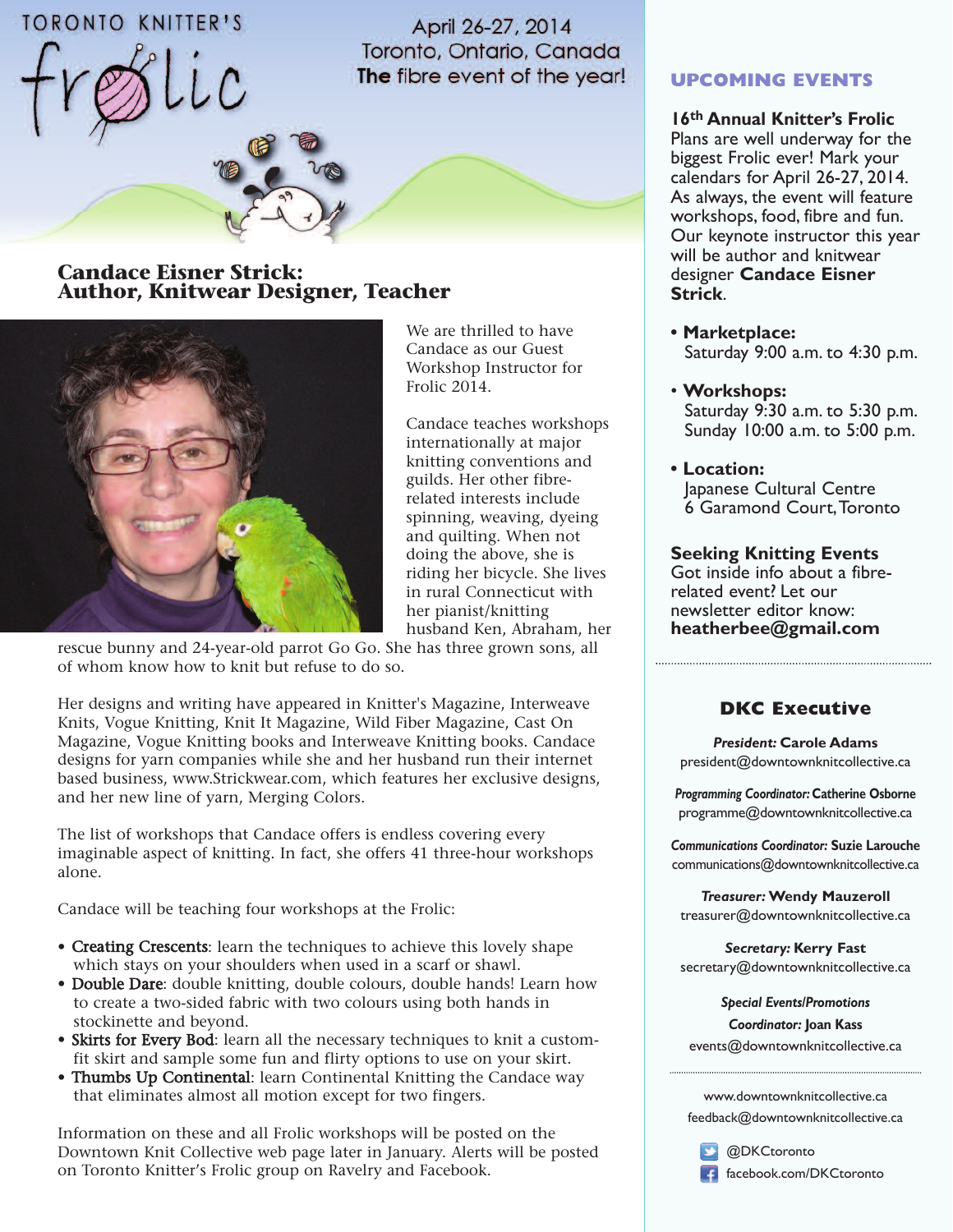TORONTO KNITTER'S

frolic

April 26-27, 2014
Toronto, Ontario, Canada
**The** fibre event of the year!

## Candace Eisner Strick: Author, Knitwear Designer, Teacher

We are thrilled to have Candace as our Guest Workshop Instructor for Frolic 2014.

Candace teaches workshops internationally at major knitting conventions and guilds. Her other fibre-related interests include spinning, weaving, dyeing and quilting. When not doing the above, she is riding her bicycle. She lives in rural Connecticut with her pianist/knitting husband Ken, Abraham, her rescue bunny and 24-year-old parrot Go Go. She has three grown sons, all of whom know how to knit but refuse to do so.

Her designs and writing have appeared in Knitter's Magazine, Interweave Knits, Vogue Knitting, Knit It Magazine, Wild Fiber Magazine, Cast On Magazine, Vogue Knitting books and Interweave Knitting books. Candace designs for yarn companies while she and her husband run their internet based business, www.Strickwear.com, which features her exclusive designs, and her new line of yarn, Merging Colors.

The list of workshops that Candace offers is endless covering every imaginable aspect of knitting. In fact, she offers 41 three-hour workshops alone.

Candace will be teaching four workshops at the Frolic:

- Creating Crescents: learn the techniques to achieve this lovely shape which stays on your shoulders when used in a scarf or shawl.
- Double Dare: double knitting, double colours, double hands! Learn how to create a two-sided fabric with two colours using both hands in stockinette and beyond.
- Skirts for Every Bod: learn all the necessary techniques to knit a custom-fit skirt and sample some fun and flirty options to use on your skirt.
- Thumbs Up Continental: learn Continental Knitting the Candace way that eliminates almost all motion except for two fingers.

Information on these and all Frolic workshops will be posted on the Downtown Knit Collective web page later in January. Alerts will be posted on Toronto Knitter's Frolic group on Ravelry and Facebook.

## UPCOMING EVENTS

**16th Annual Knitter's Frolic**
Plans are well underway for the biggest Frolic ever! Mark your calendars for April 26-27, 2014. As always, the event will feature workshops, food, fibre and fun. Our keynote instructor this year will be author and knitwear designer **Candace Eisner Strick**.

- **Marketplace:**
  Saturday 9:00 a.m. to 4:30 p.m.
- **Workshops:**
  Saturday 9:30 a.m. to 5:30 p.m.
  Sunday 10:00 a.m. to 5:00 p.m.
- **Location:**
  Japanese Cultural Centre
  6 Garamond Court, Toronto

**Seeking Knitting Events**
Got inside info about a fibre-related event? Let our newsletter editor know:
**heatherbee@gmail.com**

### DKC Executive

***President:*** **Carole Adams**
president@downtownknitcollective.ca

***Programming Coordinator:*** **Catherine Osborne**
programme@downtownknitcollective.ca

***Communications Coordinator:*** **Suzie Larouche**
communications@downtownknitcollective.ca

***Treasurer:*** **Wendy Mauzeroll**
treasurer@downtownknitcollective.ca

***Secretary:*** **Kerry Fast**
secretary@downtownknitcollective.ca

***Special Events/Promotions Coordinator:*** **Joan Kass**
events@downtownknitcollective.ca

www.downtownknitcollective.ca
feedback@downtownknitcollective.ca

@DKCtoronto
facebook.com/DKCtoronto